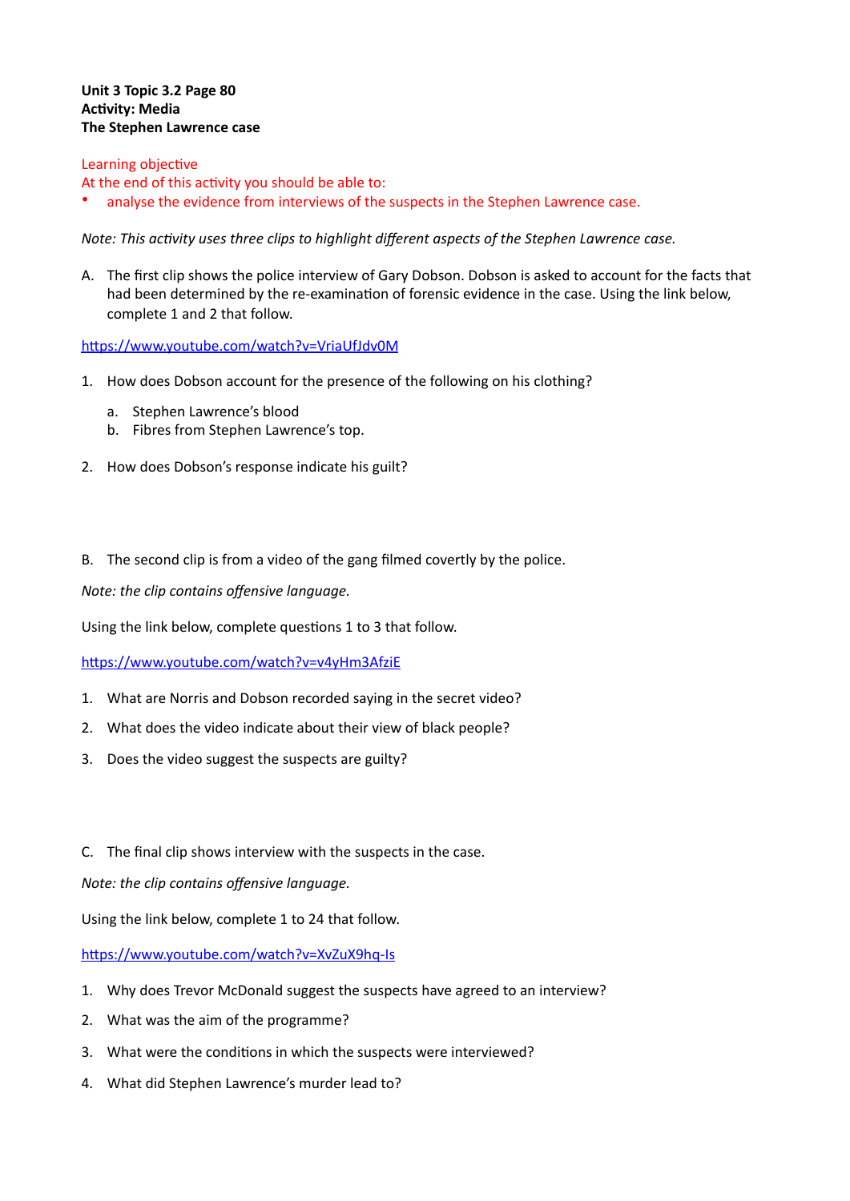**Unit 3 Topic 3.2 Page 80**
**Activity: Media**
**The Stephen Lawrence case**

Learning objective
At the end of this activity you should be able to:

- analyse the evidence from interviews of the suspects in the Stephen Lawrence case.

*Note: This activity uses three clips to highlight different aspects of the Stephen Lawrence case.*

A. The first clip shows the police interview of Gary Dobson. Dobson is asked to account for the facts that had been determined by the re-examination of forensic evidence in the case. Using the link below, complete 1 and 2 that follow.

https://www.youtube.com/watch?v=VriaUfJdv0M

1. How does Dobson account for the presence of the following on his clothing?
   a. Stephen Lawrence's blood
   b. Fibres from Stephen Lawrence's top.
2. How does Dobson's response indicate his guilt?

B. The second clip is from a video of the gang filmed covertly by the police.

*Note: the clip contains offensive language.*

Using the link below, complete questions 1 to 3 that follow.

https://www.youtube.com/watch?v=v4yHm3AfziE

1. What are Norris and Dobson recorded saying in the secret video?
2. What does the video indicate about their view of black people?
3. Does the video suggest the suspects are guilty?

C. The final clip shows interview with the suspects in the case.

*Note: the clip contains offensive language.*

Using the link below, complete 1 to 24 that follow.

https://www.youtube.com/watch?v=XvZuX9hq-Is

1. Why does Trevor McDonald suggest the suspects have agreed to an interview?
2. What was the aim of the programme?
3. What were the conditions in which the suspects were interviewed?
4. What did Stephen Lawrence's murder lead to?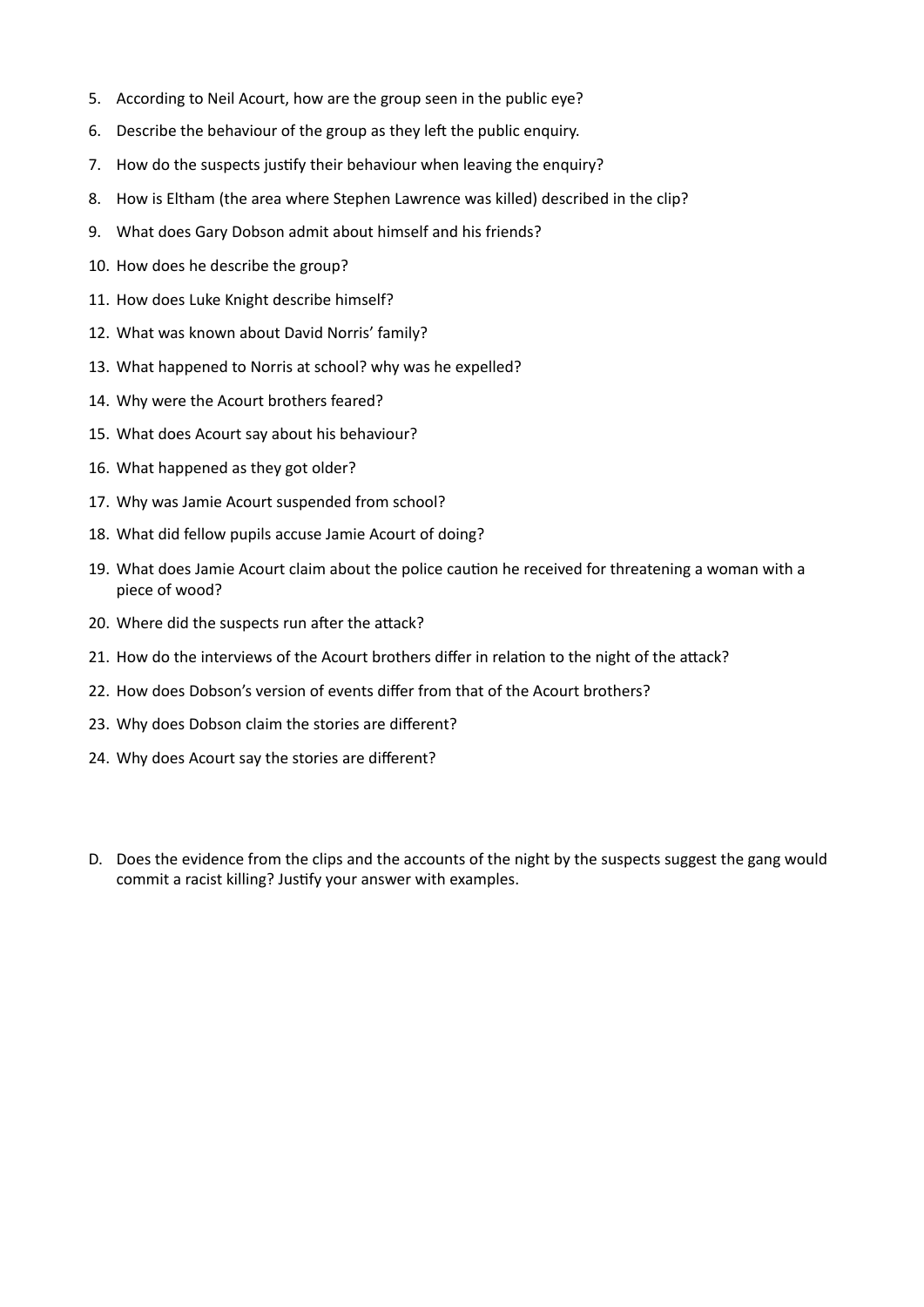5. According to Neil Acourt, how are the group seen in the public eye?
6. Describe the behaviour of the group as they left the public enquiry.
7. How do the suspects justify their behaviour when leaving the enquiry?
8. How is Eltham (the area where Stephen Lawrence was killed) described in the clip?
9. What does Gary Dobson admit about himself and his friends?
10. How does he describe the group?
11. How does Luke Knight describe himself?
12. What was known about David Norris' family?
13. What happened to Norris at school? why was he expelled?
14. Why were the Acourt brothers feared?
15. What does Acourt say about his behaviour?
16. What happened as they got older?
17. Why was Jamie Acourt suspended from school?
18. What did fellow pupils accuse Jamie Acourt of doing?
19. What does Jamie Acourt claim about the police caution he received for threatening a woman with a piece of wood?
20. Where did the suspects run after the attack?
21. How do the interviews of the Acourt brothers differ in relation to the night of the attack?
22. How does Dobson's version of events differ from that of the Acourt brothers?
23. Why does Dobson claim the stories are different?
24. Why does Acourt say the stories are different?

D. Does the evidence from the clips and the accounts of the night by the suspects suggest the gang would commit a racist killing? Justify your answer with examples.